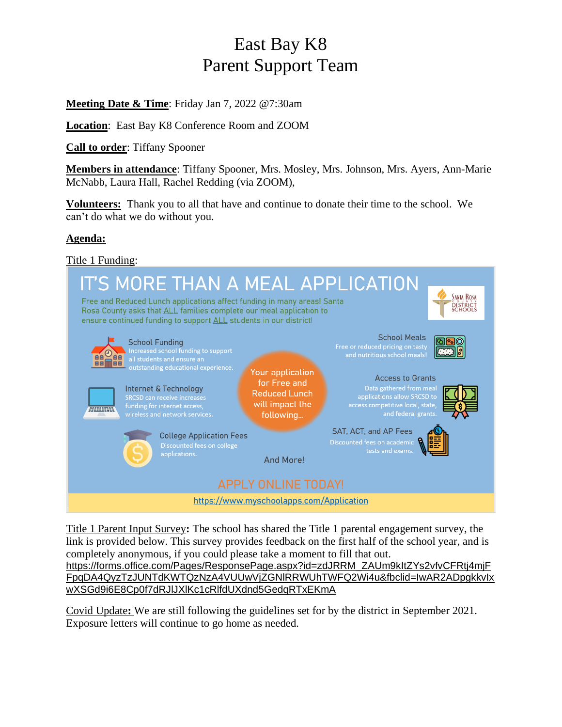# East Bay K8
# Parent Support Team

**Meeting Date & Time**: Friday Jan 7, 2022 @7:30am

**Location**: East Bay K8 Conference Room and ZOOM

**Call to order**: Tiffany Spooner

**Members in attendance**: Tiffany Spooner, Mrs. Mosley, Mrs. Johnson, Mrs. Ayers, Ann-Marie McNabb, Laura Hall, Rachel Redding (via ZOOM),

**Volunteers:** Thank you to all that have and continue to donate their time to the school. We can't do what we do without you.

**Agenda:**

Title 1 Funding:

## IT'S MORE THAN A MEAL APPLICATION

Free and Reduced Lunch applications affect funding in many areas! Santa Rosa County asks that ALL families complete our meal application to ensure continued funding to support ALL students in our district!

Santa Rosa County District Schools

Your application for Free and Reduced Lunch will impact the following...

**School Funding** – Increased school funding to support all students and ensure an outstanding educational experience.

**Internet & Technology** – SRCSD can receive increases funding for internet access, wireless and network services.

**College Application Fees** – Discounted fees on college applications.

**School Meals** – Free or reduced pricing on tasty and nutritious school meals!

**Access to Grants** – Data gathered from meal applications allow SRCSD to access competitive local, state, and federal grants.

**SAT, ACT, and AP Fees** – Discounted fees on academic tests and exams.

And More!

APPLY ONLINE TODAY!

https://www.myschoolapps.com/Application

Title 1 Parent Input Survey**:** The school has shared the Title 1 parental engagement survey, the link is provided below. This survey provides feedback on the first half of the school year, and is completely anonymous, if you could please take a moment to fill that out.
https://forms.office.com/Pages/ResponsePage.aspx?id=zdJRRM_ZAUm9kItZYs2vfvCFRtj4mjFFpqDA4QyzTzJUNTdKWTQzNzA4VUUwVjZGNlRRWUhTWFQ2Wi4u&fbclid=IwAR2ADpgkkvIxwXSGd9i6E8Cp0f7dRJlJXlKc1cRlfdUXdnd5GedqRTxEKmA

Covid Update**:** We are still following the guidelines set for by the district in September 2021. Exposure letters will continue to go home as needed.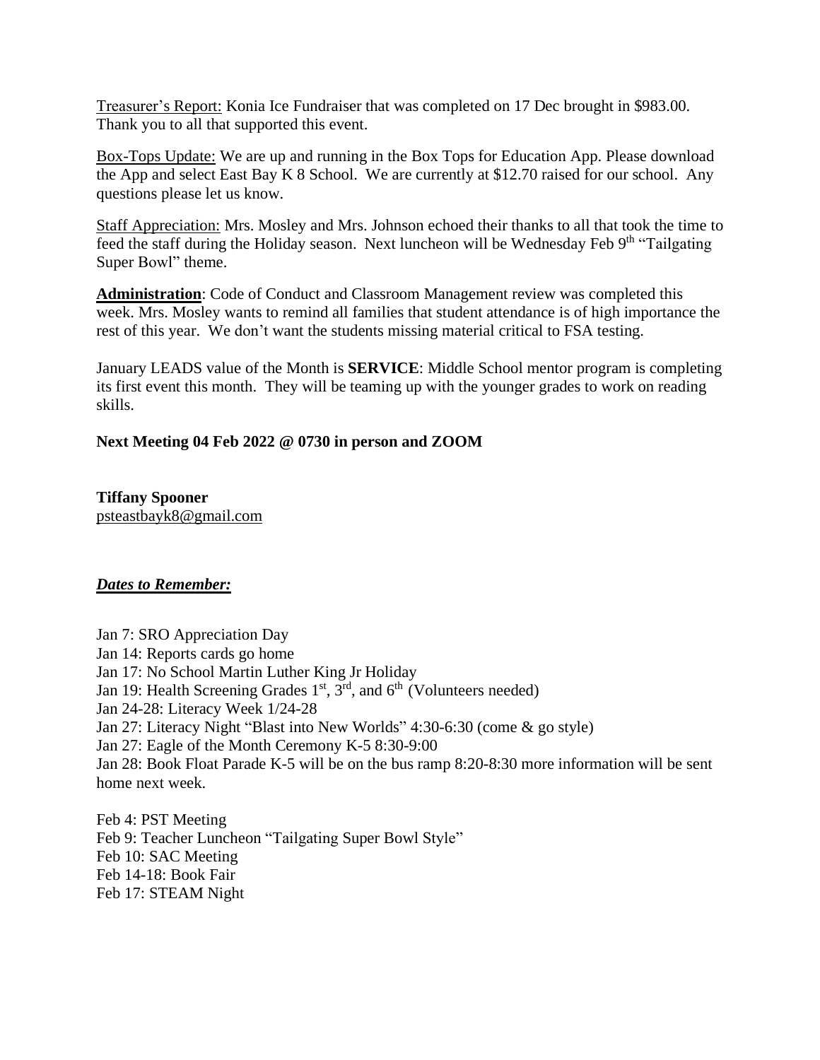Treasurer's Report: Konia Ice Fundraiser that was completed on 17 Dec brought in $983.00. Thank you to all that supported this event.

Box-Tops Update: We are up and running in the Box Tops for Education App. Please download the App and select East Bay K 8 School. We are currently at $12.70 raised for our school. Any questions please let us know.

Staff Appreciation: Mrs. Mosley and Mrs. Johnson echoed their thanks to all that took the time to feed the staff during the Holiday season. Next luncheon will be Wednesday Feb 9th "Tailgating Super Bowl" theme.

**Administration**: Code of Conduct and Classroom Management review was completed this week. Mrs. Mosley wants to remind all families that student attendance is of high importance the rest of this year. We don't want the students missing material critical to FSA testing.

January LEADS value of the Month is **SERVICE**: Middle School mentor program is completing its first event this month. They will be teaming up with the younger grades to work on reading skills.

**Next Meeting 04 Feb 2022 @ 0730 in person and ZOOM**

**Tiffany Spooner**
psteastbayk8@gmail.com

***Dates to Remember:***

Jan 7: SRO Appreciation Day
Jan 14: Reports cards go home
Jan 17: No School Martin Luther King Jr Holiday
Jan 19: Health Screening Grades 1st, 3rd, and 6th (Volunteers needed)
Jan 24-28: Literacy Week 1/24-28
Jan 27: Literacy Night "Blast into New Worlds" 4:30-6:30 (come & go style)
Jan 27: Eagle of the Month Ceremony K-5 8:30-9:00
Jan 28: Book Float Parade K-5 will be on the bus ramp 8:20-8:30 more information will be sent home next week.

Feb 4: PST Meeting
Feb 9: Teacher Luncheon "Tailgating Super Bowl Style"
Feb 10: SAC Meeting
Feb 14-18: Book Fair
Feb 17: STEAM Night